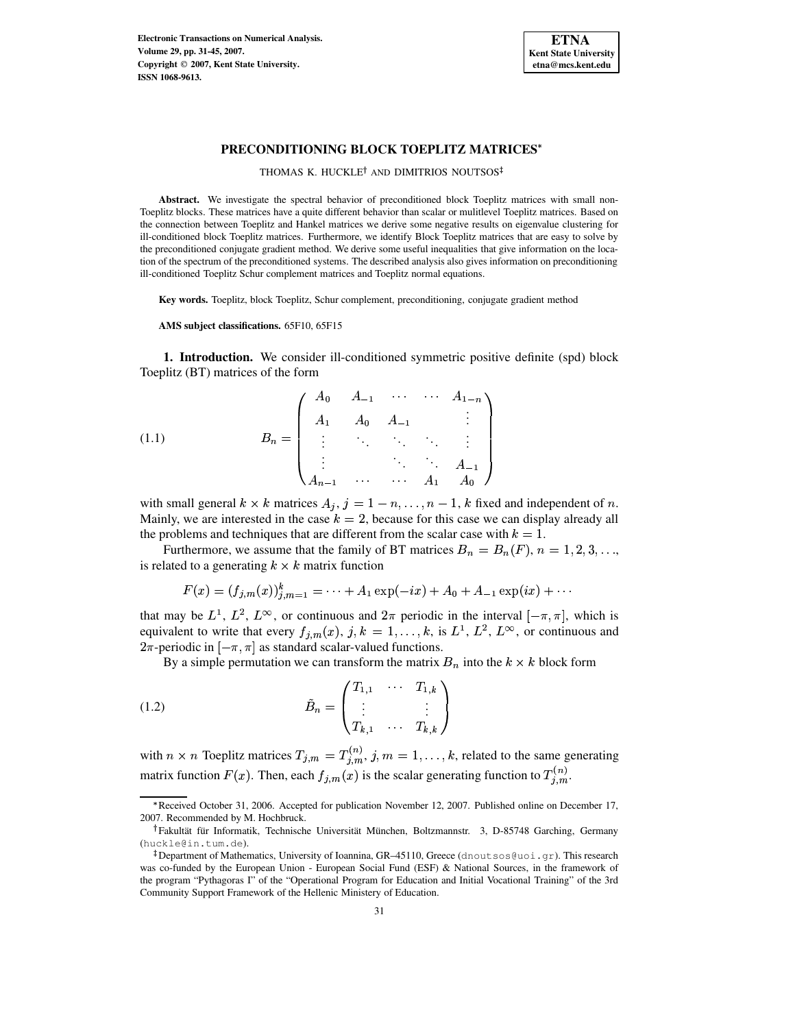# PRECONDITIONING BLOCK TOEPLITZ MATRICES*

THOMAS K. HUCKLE† AND DIMITRIOS NOUTSOS‡

**Abstract.** We investigate the spectral behavior of preconditioned block Toeplitz matrices with small non-Toeplitz blocks. These matrices have a quite different behavior than scalar or mulitlevel Toeplitz matrices. Based on the connection between Toeplitz and Hankel matrices we derive some negative results on eigenvalue clustering for ill-conditioned block Toeplitz matrices. Furthermore, we identify Block Toeplitz matrices that are easy to solve by the preconditioned conjugate gradient method. We derive some useful inequalities that give information on the location of the spectrum of the preconditioned systems. The described analysis also gives information on preconditioning ill-conditioned Toeplitz Schur complement matrices and Toeplitz normal equations.

**Key words.** Toeplitz, block Toeplitz, Schur complement, preconditioning, conjugate gradient method

**AMS subject classifications.** 65F10, 65F15

## 1. Introduction.

We consider ill-conditioned symmetric positive definite (spd) block Toeplitz (BT) matrices of the form

$$
B_n = \begin{pmatrix} A_0 & A_{-1} & \cdots & \cdots & A_{1-n} \\ A_1 & A_0 & A_{-1} & & \vdots \\ \vdots & \ddots & \ddots & \ddots & \vdots \\ \vdots & & \ddots & \ddots & A_{-1} \\ A_{n-1} & \cdots & \cdots & A_1 & A_0 \end{pmatrix} \tag{1.1}
$$

with small general $k \times k$ matrices $A_j$, $j = 1-n, \ldots, n-1$, $k$ fixed and independent of $n$. Mainly, we are interested in the case $k = 2$, because for this case we can display already all the problems and techniques that are different from the scalar case with $k = 1$.

Furthermore, we assume that the family of BT matrices $B_n = B_n(F)$, $n = 1, 2, 3, \ldots$, is related to a generating $k \times k$ matrix function

$$
F(x) = (f_{j,m}(x))_{j,m=1}^{k} = \cdots + A_1 \exp(-ix) + A_0 + A_{-1} \exp(ix) + \cdots
$$

that may be $L^1$, $L^2$, $L^\infty$, or continuous and $2\pi$ periodic in the interval $[-\pi, \pi]$, which is equivalent to write that every $f_{j,m}(x)$, $j, k = 1, \ldots, k$, is $L^1$, $L^2$, $L^\infty$, or continuous and $2\pi$-periodic in $[-\pi, \pi]$ as standard scalar-valued functions.

By a simple permutation we can transform the matrix $B_n$ into the $k \times k$ block form

$$
\tilde{B}_n = \begin{pmatrix} T_{1,1} & \cdots & T_{1,k} \\ \vdots & & \vdots \\ T_{k,1} & \cdots & T_{k,k} \end{pmatrix} \tag{1.2}
$$

with $n \times n$ Toeplitz matrices $T_{j,m} = T_{j,m}^{(n)}$, $j, m = 1, \ldots, k$, related to the same generating matrix function $F(x)$. Then, each $f_{j,m}(x)$ is the scalar generating function to $T_{j,m}^{(n)}$.

---

*Received October 31, 2006. Accepted for publication November 12, 2007. Published online on December 17, 2007. Recommended by M. Hochbruck.

†Fakultät für Informatik, Technische Universität München, Boltzmannstr. 3, D-85748 Garching, Germany (huckle@in.tum.de).

‡Department of Mathematics, University of Ioannina, GR–45110, Greece (dnoutsos@uoi.gr). This research was co-funded by the European Union - European Social Fund (ESF) & National Sources, in the framework of the program "Pythagoras I" of the "Operational Program for Education and Initial Vocational Training" of the 3rd Community Support Framework of the Hellenic Ministery of Education.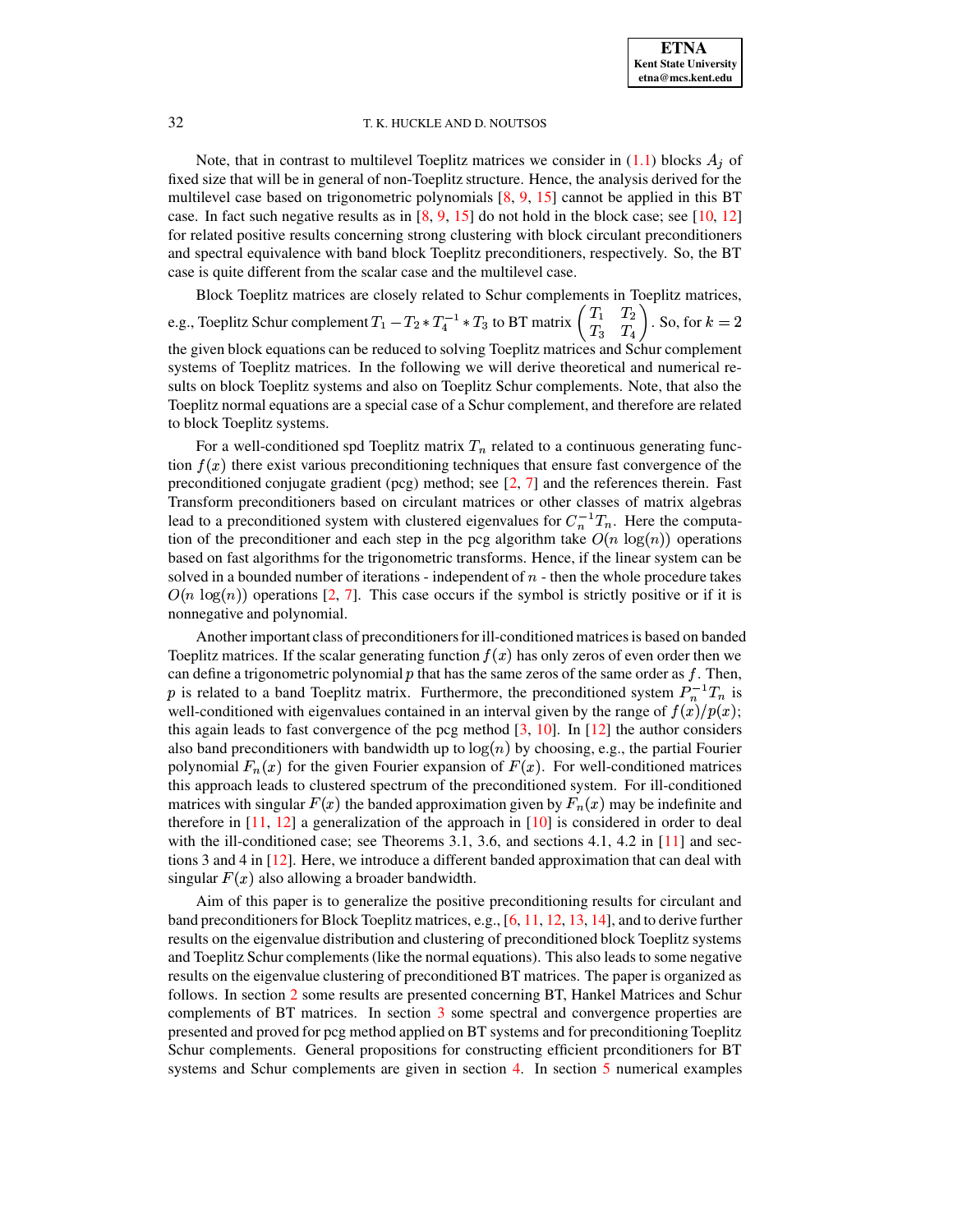Note, that in contrast to multilevel Toeplitz matrices we consider in (1.1) blocks $A_j$ of fixed size that will be in general of non-Toeplitz structure. Hence, the analysis derived for the multilevel case based on trigonometric polynomials [8, 9, 15] cannot be applied in this BT case. In fact such negative results as in [8, 9, 15] do not hold in the block case; see [10, 12] for related positive results concerning strong clustering with block circulant preconditioners and spectral equivalence with band block Toeplitz preconditioners, respectively. So, the BT case is quite different from the scalar case and the multilevel case.

Block Toeplitz matrices are closely related to Schur complements in Toeplitz matrices, e.g., Toeplitz Schur complement $T_1 - T_2 * T_4^{-1} * T_3$ to BT matrix $\begin{pmatrix} T_1 & T_2 \\ T_3 & T_4 \end{pmatrix}$. So, for $k = 2$ the given block equations can be reduced to solving Toeplitz matrices and Schur complement systems of Toeplitz matrices. In the following we will derive theoretical and numerical results on block Toeplitz systems and also on Toeplitz Schur complements. Note, that also the Toeplitz normal equations are a special case of a Schur complement, and therefore are related to block Toeplitz systems.

For a well-conditioned spd Toeplitz matrix $T_n$ related to a continuous generating function $f(x)$ there exist various preconditioning techniques that ensure fast convergence of the preconditioned conjugate gradient (pcg) method; see [2, 7] and the references therein. Fast Transform preconditioners based on circulant matrices or other classes of matrix algebras lead to a preconditioned system with clustered eigenvalues for $C_n^{-1}T_n$. Here the computation of the preconditioner and each step in the pcg algorithm take $O(n\ \log(n))$ operations based on fast algorithms for the trigonometric transforms. Hence, if the linear system can be solved in a bounded number of iterations - independent of $n$ - then the whole procedure takes $O(n\ \log(n))$ operations [2, 7]. This case occurs if the symbol is strictly positive or if it is nonnegative and polynomial.

Another important class of preconditioners for ill-conditioned matrices is based on banded Toeplitz matrices. If the scalar generating function $f(x)$ has only zeros of even order then we can define a trigonometric polynomial $p$ that has the same zeros of the same order as $f$. Then, $p$ is related to a band Toeplitz matrix. Furthermore, the preconditioned system $P_n^{-1}T_n$ is well-conditioned with eigenvalues contained in an interval given by the range of $f(x)/p(x)$; this again leads to fast convergence of the pcg method [3, 10]. In [12] the author considers also band preconditioners with bandwidth up to $\log(n)$ by choosing, e.g., the partial Fourier polynomial $F_n(x)$ for the given Fourier expansion of $F(x)$. For well-conditioned matrices this approach leads to clustered spectrum of the preconditioned system. For ill-conditioned matrices with singular $F(x)$ the banded approximation given by $F_n(x)$ may be indefinite and therefore in [11, 12] a generalization of the approach in [10] is considered in order to deal with the ill-conditioned case; see Theorems 3.1, 3.6, and sections 4.1, 4.2 in [11] and sections 3 and 4 in [12]. Here, we introduce a different banded approximation that can deal with singular $F(x)$ also allowing a broader bandwidth.

Aim of this paper is to generalize the positive preconditioning results for circulant and band preconditioners for Block Toeplitz matrices, e.g., [6, 11, 12, 13, 14], and to derive further results on the eigenvalue distribution and clustering of preconditioned block Toeplitz systems and Toeplitz Schur complements (like the normal equations). This also leads to some negative results on the eigenvalue clustering of preconditioned BT matrices. The paper is organized as follows. In section 2 some results are presented concerning BT, Hankel Matrices and Schur complements of BT matrices. In section 3 some spectral and convergence properties are presented and proved for pcg method applied on BT systems and for preconditioning Toeplitz Schur complements. General propositions for constructing efficient prconditioners for BT systems and Schur complements are given in section 4. In section 5 numerical examples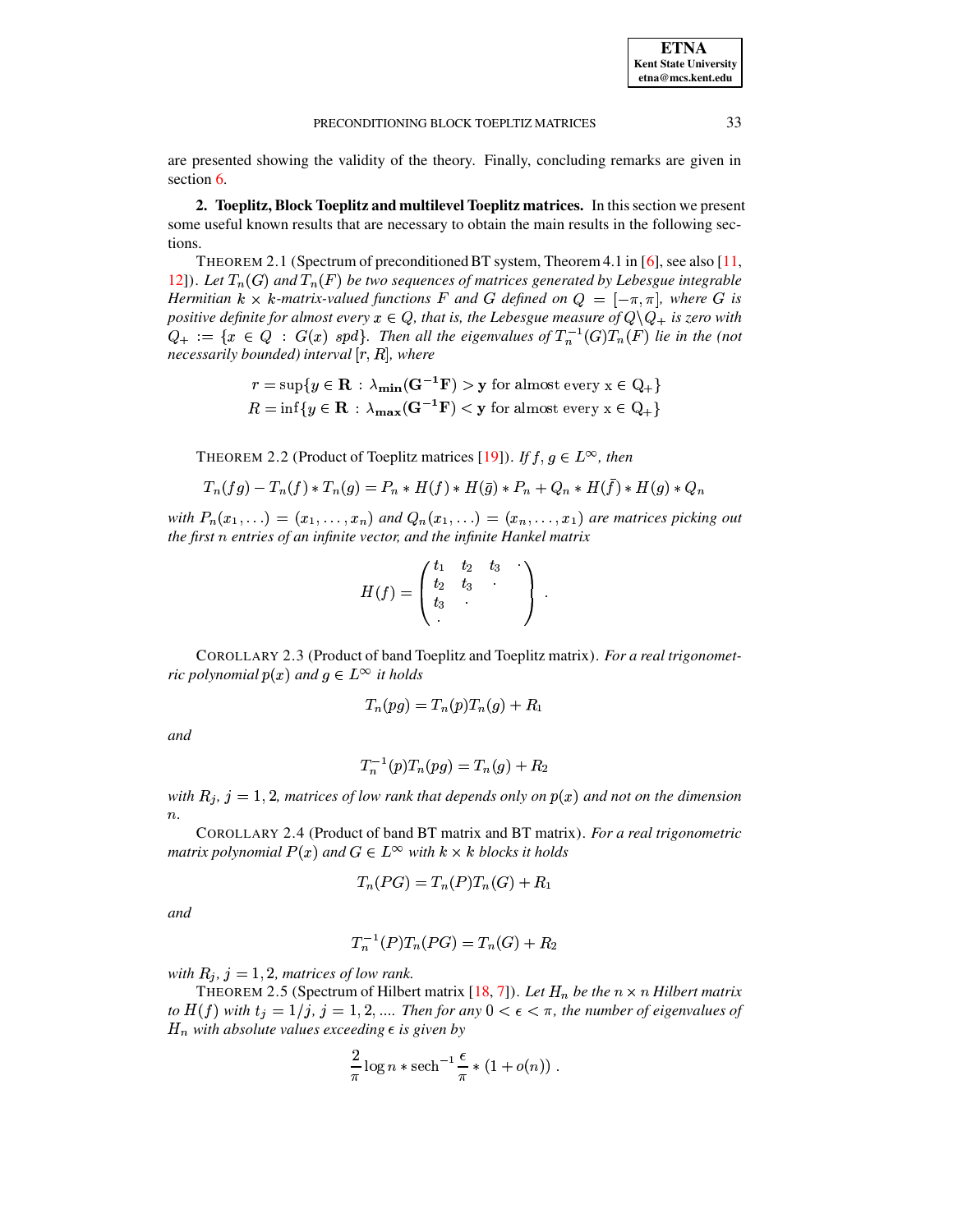are presented showing the validity of the theory. Finally, concluding remarks are given in section 6.

## 2. Toeplitz, Block Toeplitz and multilevel Toeplitz matrices.

In this section we present some useful known results that are necessary to obtain the main results in the following sections.

THEOREM 2.1 (Spectrum of preconditioned BT system, Theorem 4.1 in [6], see also [11, 12]). *Let $T_n(G)$ and $T_n(F)$ be two sequences of matrices generated by Lebesgue integrable Hermitian $k \times k$-matrix-valued functions $F$ and $G$ defined on $Q = [-\pi, \pi]$, where $G$ is positive definite for almost every $x \in Q$, that is, the Lebesgue measure of $Q \backslash Q_+$ is zero with $Q_+ := \{x \in Q \,:\, G(x) \text{ spd}\}$. Then all the eigenvalues of $T_n^{-1}(G)T_n(F)$ lie in the (not necessarily bounded) interval $[r, R]$, where*

$$r = \sup\{y \in \mathbf{R} \,:\, \lambda_{\min}(\mathbf{G^{-1}F}) > \mathbf{y} \text{ for almost every } \mathrm{x} \in \mathrm{Q}_+\}$$
$$R = \inf\{y \in \mathbf{R} \,:\, \lambda_{\max}(\mathbf{G^{-1}F}) < \mathbf{y} \text{ for almost every } \mathrm{x} \in \mathrm{Q}_+\}$$

THEOREM 2.2 (Product of Toeplitz matrices [19]). *If $f, g \in L^\infty$, then*

$$T_n(fg) - T_n(f) * T_n(g) = P_n * H(f) * H(\bar{g}) * P_n + Q_n * H(\bar{f}) * H(g) * Q_n$$

*with $P_n(x_1, \ldots) = (x_1, \ldots, x_n)$ and $Q_n(x_1, \ldots) = (x_n, \ldots, x_1)$ are matrices picking out the first $n$ entries of an infinite vector, and the infinite Hankel matrix*

$$H(f) = \begin{pmatrix} t_1 & t_2 & t_3 & \cdot \\ t_2 & t_3 & \cdot & \\ t_3 & \cdot & & \\ \cdot & & & \end{pmatrix} .$$

COROLLARY 2.3 (Product of band Toeplitz and Toeplitz matrix). *For a real trigonometric polynomial $p(x)$ and $g \in L^\infty$ it holds*

$$T_n(pg) = T_n(p)T_n(g) + R_1$$

*and*

$$T_n^{-1}(p)T_n(pg) = T_n(g) + R_2$$

*with $R_j$, $j = 1, 2$, matrices of low rank that depends only on $p(x)$ and not on the dimension $n$.*

COROLLARY 2.4 (Product of band BT matrix and BT matrix). *For a real trigonometric matrix polynomial $P(x)$ and $G \in L^\infty$ with $k \times k$ blocks it holds*

$$T_n(PG) = T_n(P)T_n(G) + R_1$$

*and*

$$T_n^{-1}(P)T_n(PG) = T_n(G) + R_2$$

*with $R_j$, $j = 1, 2$, matrices of low rank.*

THEOREM 2.5 (Spectrum of Hilbert matrix [18, 7]). *Let $H_n$ be the $n \times n$ Hilbert matrix to $H(f)$ with $t_j = 1/j$, $j = 1, 2, \ldots$. Then for any $0 < \epsilon < \pi$, the number of eigenvalues of $H_n$ with absolute values exceeding $\epsilon$ is given by*

$$\frac{2}{\pi} \log n * \operatorname{sech}^{-1} \frac{\epsilon}{\pi} * (1 + o(n)) \, .$$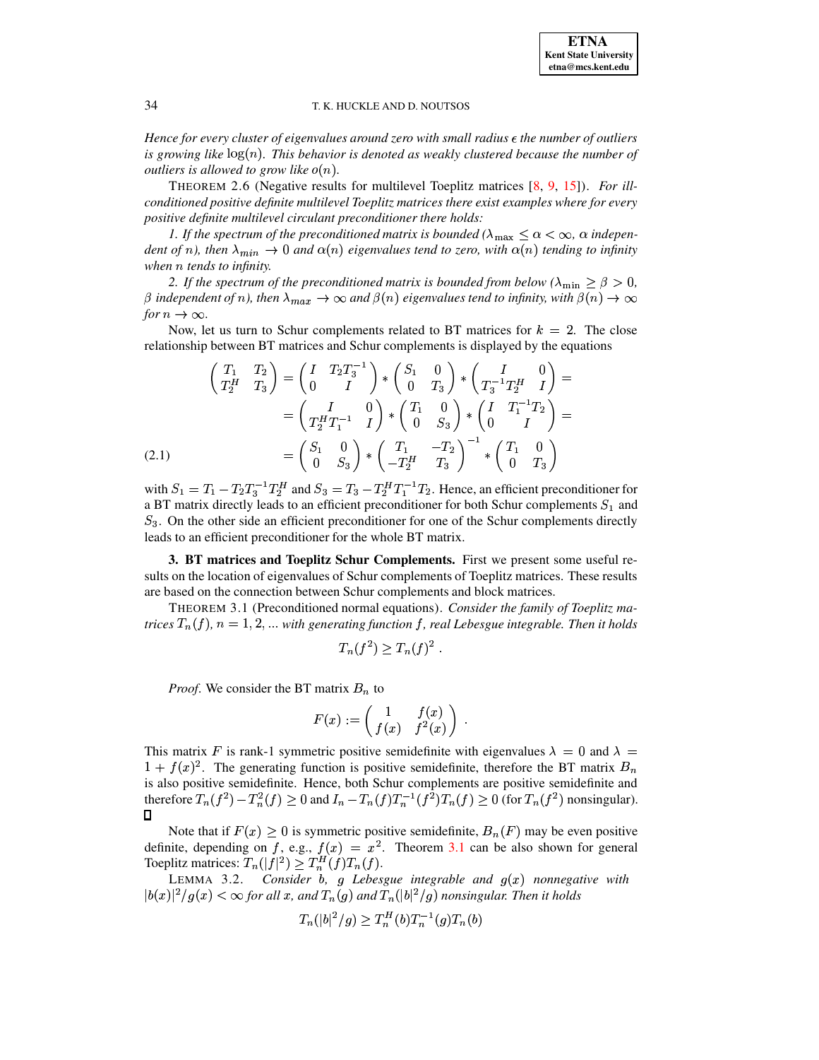*Hence for every cluster of eigenvalues around zero with small radius $\epsilon$ the number of outliers is growing like $\log(n)$. This behavior is denoted as weakly clustered because the number of outliers is allowed to grow like $o(n)$.*

THEOREM 2.6 (Negative results for multilevel Toeplitz matrices [8, 9, 15]). *For ill-conditioned positive definite multilevel Toeplitz matrices there exist examples where for every positive definite multilevel circulant preconditioner there holds:*

*1. If the spectrum of the preconditioned matrix is bounded ($\lambda_{\max} \leq \alpha < \infty$, $\alpha$ independent of $n$), then $\lambda_{min} \to 0$ and $\alpha(n)$ eigenvalues tend to zero, with $\alpha(n)$ tending to infinity when $n$ tends to infinity.*

*2. If the spectrum of the preconditioned matrix is bounded from below ($\lambda_{\min} \geq \beta > 0$, $\beta$ independent of $n$), then $\lambda_{max} \to \infty$ and $\beta(n)$ eigenvalues tend to infinity, with $\beta(n) \to \infty$ for $n \to \infty$.*

Now, let us turn to Schur complements related to BT matrices for $k = 2$. The close relationship between BT matrices and Schur complements is displayed by the equations

$$
\begin{aligned}
\begin{pmatrix} T_1 & T_2 \\ T_2^H & T_3 \end{pmatrix} &= \begin{pmatrix} I & T_2T_3^{-1} \\ 0 & I \end{pmatrix} * \begin{pmatrix} S_1 & 0 \\ 0 & T_3 \end{pmatrix} * \begin{pmatrix} I & 0 \\ T_3^{-1}T_2^H & I \end{pmatrix} = \\
&= \begin{pmatrix} I & 0 \\ T_2^H T_1^{-1} & I \end{pmatrix} * \begin{pmatrix} T_1 & 0 \\ 0 & S_3 \end{pmatrix} * \begin{pmatrix} I & T_1^{-1}T_2 \\ 0 & I \end{pmatrix} = \\
&= \begin{pmatrix} S_1 & 0 \\ 0 & S_3 \end{pmatrix} * \begin{pmatrix} T_1 & -T_2 \\ -T_2^H & T_3 \end{pmatrix}^{-1} * \begin{pmatrix} T_1 & 0 \\ 0 & T_3 \end{pmatrix}
\end{aligned}
\tag{2.1}
$$

with $S_1 = T_1 - T_2T_3^{-1}T_2^H$ and $S_3 = T_3 - T_2^H T_1^{-1} T_2$. Hence, an efficient preconditioner for a BT matrix directly leads to an efficient preconditioner for both Schur complements $S_1$ and $S_3$. On the other side an efficient preconditioner for one of the Schur complements directly leads to an efficient preconditioner for the whole BT matrix.

## 3. BT matrices and Toeplitz Schur Complements.

First we present some useful results on the location of eigenvalues of Schur complements of Toeplitz matrices. These results are based on the connection between Schur complements and block matrices.

THEOREM 3.1 (Preconditioned normal equations). *Consider the family of Toeplitz matrices $T_n(f)$, $n = 1, 2, ...$ with generating function $f$, real Lebesgue integrable. Then it holds*

$$T_n(f^2) \geq T_n(f)^2 \ .$$

*Proof.* We consider the BT matrix $B_n$ to

$$F(x) := \begin{pmatrix} 1 & f(x) \\ f(x) & f^2(x) \end{pmatrix} \ .$$

This matrix $F$ is rank-1 symmetric positive semidefinite with eigenvalues $\lambda = 0$ and $\lambda = 1 + f(x)^2$. The generating function is positive semidefinite, therefore the BT matrix $B_n$ is also positive semidefinite. Hence, both Schur complements are positive semidefinite and therefore $T_n(f^2) - T_n^2(f) \geq 0$ and $I_n - T_n(f)T_n^{-1}(f^2)T_n(f) \geq 0$ (for $T_n(f^2)$ nonsingular). ☐

Note that if $F(x) \geq 0$ is symmetric positive semidefinite, $B_n(F)$ may be even positive definite, depending on $f$, e.g., $f(x) = x^2$. Theorem 3.1 can be also shown for general Toeplitz matrices: $T_n(|f|^2) \geq T_n^H(f)T_n(f)$.

LEMMA 3.2. *Consider $b$, $g$ Lebesgue integrable and $g(x)$ nonnegative with $|b(x)|^2/g(x) < \infty$ for all $x$, and $T_n(g)$ and $T_n(|b|^2/g)$ nonsingular. Then it holds*

$$T_n(|b|^2/g) \geq T_n^H(b)T_n^{-1}(g)T_n(b)$$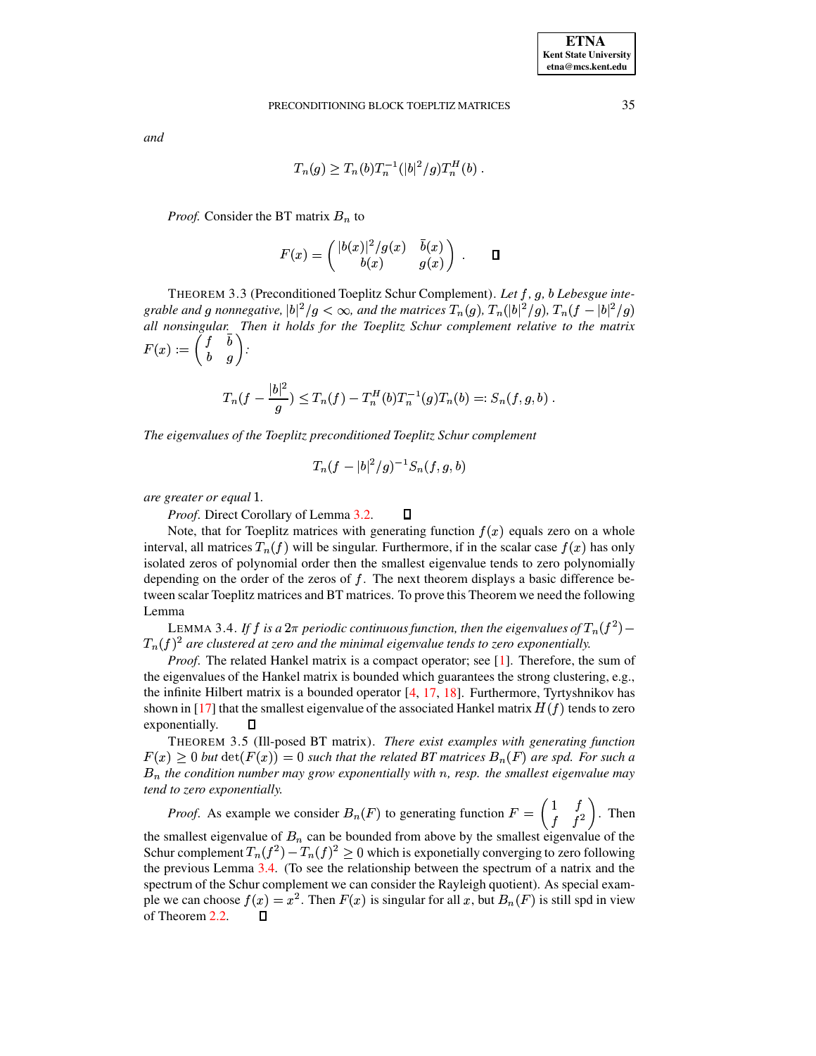*and*

$$T_n(g) \geq T_n(b) T_n^{-1}(|b|^2/g) T_n^H(b) \; .$$

*Proof.* Consider the BT matrix $B_n$ to

$$F(x) = \begin{pmatrix} |b(x)|^2/g(x) & \bar{b}(x) \\ b(x) & g(x) \end{pmatrix} \; . \qquad \square$$

THEOREM 3.3 (Preconditioned Toeplitz Schur Complement). *Let $f$, $g$, $b$ Lebesgue integrable and $g$ nonnegative, $|b|^2/g < \infty$, and the matrices $T_n(g)$, $T_n(|b|^2/g)$, $T_n(f - |b|^2/g)$ all nonsingular. Then it holds for the Toeplitz Schur complement relative to the matrix* $F(x) := \begin{pmatrix} f & \bar{b} \\ b & g \end{pmatrix}$*:*

$$T_n(f - \frac{|b|^2}{g}) \leq T_n(f) - T_n^H(b) T_n^{-1}(g) T_n(b) =: S_n(f, g, b) \; .$$

*The eigenvalues of the Toeplitz preconditioned Toeplitz Schur complement*

$$T_n(f - |b|^2/g)^{-1} S_n(f, g, b)$$

*are greater or equal* 1.

*Proof.* Direct Corollary of Lemma 3.2. $\square$

Note, that for Toeplitz matrices with generating function $f(x)$ equals zero on a whole interval, all matrices $T_n(f)$ will be singular. Furthermore, if in the scalar case $f(x)$ has only isolated zeros of polynomial order then the smallest eigenvalue tends to zero polynomially depending on the order of the zeros of $f$. The next theorem displays a basic difference between scalar Toeplitz matrices and BT matrices. To prove this Theorem we need the following Lemma

LEMMA 3.4. *If $f$ is a $2\pi$ periodic continuous function, then the eigenvalues of $T_n(f^2) - T_n(f)^2$ are clustered at zero and the minimal eigenvalue tends to zero exponentially.*

*Proof.* The related Hankel matrix is a compact operator; see [1]. Therefore, the sum of the eigenvalues of the Hankel matrix is bounded which guarantees the strong clustering, e.g., the infinite Hilbert matrix is a bounded operator [4, 17, 18]. Furthermore, Tyrtyshnikov has shown in [17] that the smallest eigenvalue of the associated Hankel matrix $H(f)$ tends to zero exponentially. $\square$

THEOREM 3.5 (Ill-posed BT matrix). *There exist examples with generating function $F(x) \geq 0$ but $\det(F(x)) = 0$ such that the related BT matrices $B_n(F)$ are spd. For such a $B_n$ the condition number may grow exponentially with $n$, resp. the smallest eigenvalue may tend to zero exponentially.*

*Proof.* As example we consider $B_n(F)$ to generating function $F = \begin{pmatrix} 1 & f \\ f & f^2 \end{pmatrix}$. Then the smallest eigenvalue of $B_n$ can be bounded from above by the smallest eigenvalue of the Schur complement $T_n(f^2) - T_n(f)^2 \geq 0$ which is exponetially converging to zero following the previous Lemma 3.4. (To see the relationship between the spectrum of a natrix and the spectrum of the Schur complement we can consider the Rayleigh quotient). As special example we can choose $f(x) = x^2$. Then $F(x)$ is singular for all $x$, but $B_n(F)$ is still spd in view of Theorem 2.2. $\square$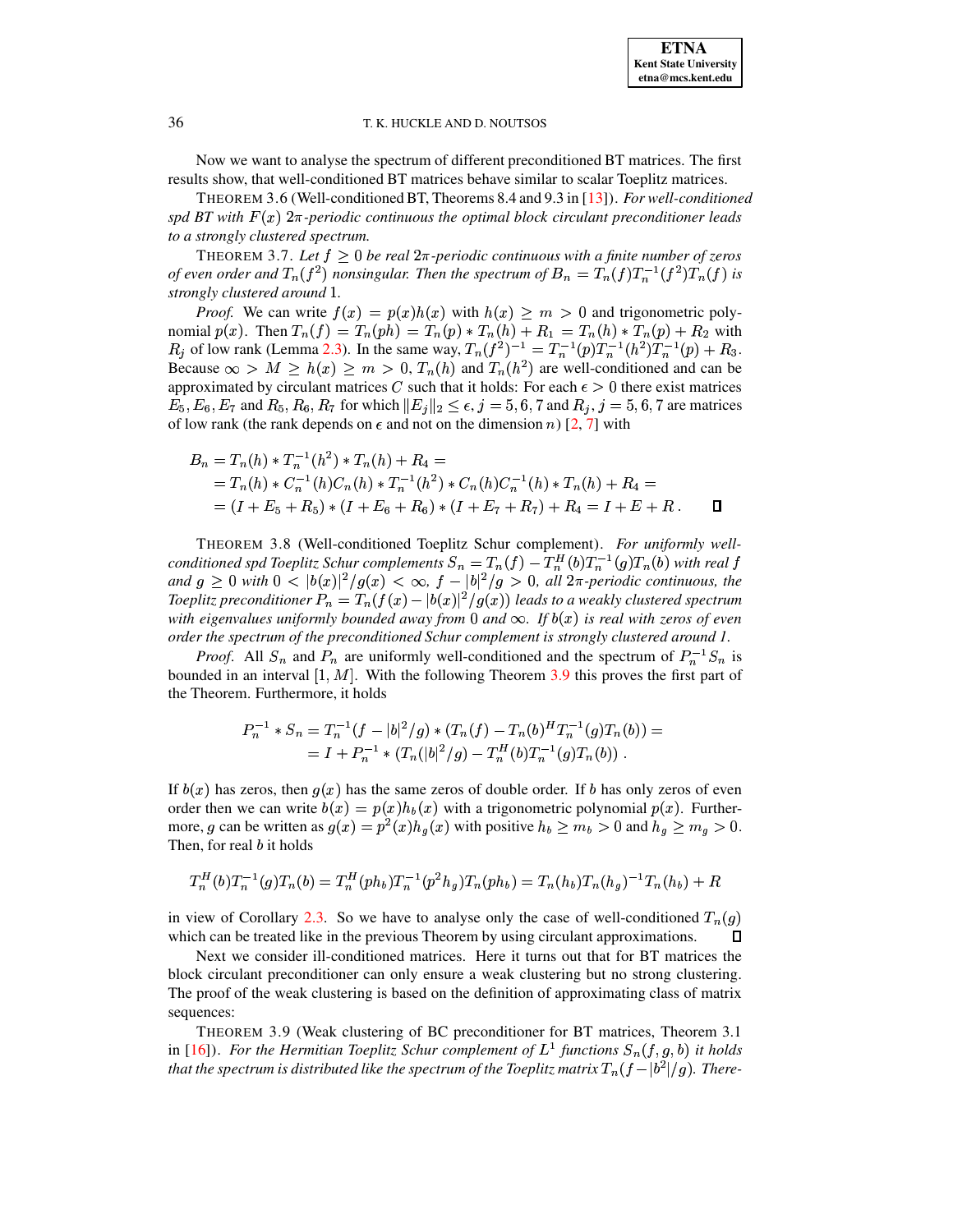Now we want to analyse the spectrum of different preconditioned BT matrices. The first results show, that well-conditioned BT matrices behave similar to scalar Toeplitz matrices.

THEOREM 3.6 (Well-conditioned BT, Theorems 8.4 and 9.3 in [13]). *For well-conditioned spd BT with $F(x)$ $2\pi$-periodic continuous the optimal block circulant preconditioner leads to a strongly clustered spectrum.*

THEOREM 3.7. *Let $f \geq 0$ be real $2\pi$-periodic continuous with a finite number of zeros of even order and $T_n(f^2)$ nonsingular. Then the spectrum of $B_n = T_n(f)T_n^{-1}(f^2)T_n(f)$ is strongly clustered around 1.*

*Proof.* We can write $f(x) = p(x)h(x)$ with $h(x) \geq m > 0$ and trigonometric polynomial $p(x)$. Then $T_n(f) = T_n(ph) = T_n(p) * T_n(h) + R_1 = T_n(h) * T_n(p) + R_2$ with $R_j$ of low rank (Lemma 2.3). In the same way, $T_n(f^2)^{-1} = T_n^{-1}(p)T_n^{-1}(h^2)T_n^{-1}(p) + R_3$. Because $\infty > M \geq h(x) \geq m > 0$, $T_n(h)$ and $T_n(h^2)$ are well-conditioned and can be approximated by circulant matrices $C$ such that it holds: For each $\epsilon > 0$ there exist matrices $E_5, E_6, E_7$ and $R_5, R_6, R_7$ for which $\|E_j\|_2 \leq \epsilon, j = 5, 6, 7$ and $R_j, j = 5, 6, 7$ are matrices of low rank (the rank depends on $\epsilon$ and not on the dimension $n$) [2, 7] with

$$
\begin{aligned}
B_n &= T_n(h) * T_n^{-1}(h^2) * T_n(h) + R_4 = \\
&= T_n(h) * C_n^{-1}(h)C_n(h) * T_n^{-1}(h^2) * C_n(h)C_n^{-1}(h) * T_n(h) + R_4 = \\
&= (I + E_5 + R_5) * (I + E_6 + R_6) * (I + E_7 + R_7) + R_4 = I + E + R\,. \qquad \square
\end{aligned}
$$

THEOREM 3.8 (Well-conditioned Toeplitz Schur complement). *For uniformly well-conditioned spd Toeplitz Schur complements $S_n = T_n(f) - T_n^H(b)T_n^{-1}(g)T_n(b)$ with real $f$ and $g \geq 0$ with $0 < |b(x)|^2/g(x) < \infty$, $f - |b|^2/g > 0$, all $2\pi$-periodic continuous, the Toeplitz preconditioner $P_n = T_n(f(x) - |b(x)|^2/g(x))$ leads to a weakly clustered spectrum with eigenvalues uniformly bounded away from 0 and $\infty$. If $b(x)$ is real with zeros of even order the spectrum of the preconditioned Schur complement is strongly clustered around 1.*

*Proof.* All $S_n$ and $P_n$ are uniformly well-conditioned and the spectrum of $P_n^{-1}S_n$ is bounded in an interval $[1, M]$. With the following Theorem 3.9 this proves the first part of the Theorem. Furthermore, it holds

$$
\begin{aligned}
P_n^{-1} * S_n &= T_n^{-1}(f - |b|^2/g) * (T_n(f) - T_n(b)^H T_n^{-1}(g)T_n(b)) = \\
&= I + P_n^{-1} * (T_n(|b|^2/g) - T_n^H(b)T_n^{-1}(g)T_n(b))\,.
\end{aligned}
$$

If $b(x)$ has zeros, then $g(x)$ has the same zeros of double order. If $b$ has only zeros of even order then we can write $b(x) = p(x)h_b(x)$ with a trigonometric polynomial $p(x)$. Furthermore, $g$ can be written as $g(x) = p^2(x)h_g(x)$ with positive $h_b \geq m_b > 0$ and $h_g \geq m_g > 0$. Then, for real $b$ it holds

$$
T_n^H(b)T_n^{-1}(g)T_n(b) = T_n^H(ph_b)T_n^{-1}(p^2h_g)T_n(ph_b) = T_n(h_b)T_n(h_g)^{-1}T_n(h_b) + R
$$

in view of Corollary 2.3. So we have to analyse only the case of well-conditioned $T_n(g)$ which can be treated like in the previous Theorem by using circulant approximations. $\square$

Next we consider ill-conditioned matrices. Here it turns out that for BT matrices the block circulant preconditioner can only ensure a weak clustering but no strong clustering. The proof of the weak clustering is based on the definition of approximating class of matrix sequences:

THEOREM 3.9 (Weak clustering of BC preconditioner for BT matrices, Theorem 3.1 in [16]). *For the Hermitian Toeplitz Schur complement of $L^1$ functions $S_n(f, g, b)$ it holds that the spectrum is distributed like the spectrum of the Toeplitz matrix $T_n(f - |b^2|/g)$. There-*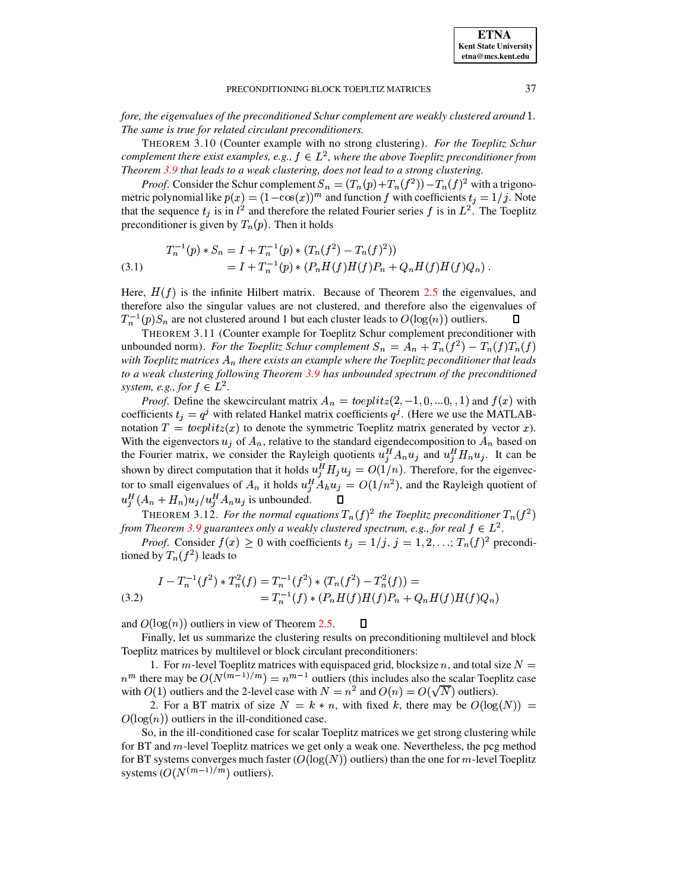*fore, the eigenvalues of the preconditioned Schur complement are weakly clustered around* 1*. The same is true for related circulant preconditioners.*

THEOREM 3.10 (Counter example with no strong clustering). *For the Toeplitz Schur complement there exist examples, e.g., $f \in L^2$, where the above Toeplitz preconditioner from Theorem 3.9 that leads to a weak clustering, does not lead to a strong clustering.*

*Proof.* Consider the Schur complement $S_n = (T_n(p)+T_n(f^2)) - T_n(f)^2$ with a trigonometric polynomial like $p(x) = (1-\cos(x))^m$ and function $f$ with coefficients $t_j = 1/j$. Note that the sequence $t_j$ is in $l^2$ and therefore the related Fourier series $f$ is in $L^2$. The Toeplitz preconditioner is given by $T_n(p)$. Then it holds

$$
\begin{aligned}
T_n^{-1}(p) * S_n &= I + T_n^{-1}(p) * (T_n(f^2) - T_n(f)^2)) \\
&= I + T_n^{-1}(p) * (P_n H(f) H(f) P_n + Q_n H(f) H(f) Q_n)\,. \qquad (3.1)
\end{aligned}
$$

Here, $H(f)$ is the infinite Hilbert matrix. Because of Theorem 2.5 the eigenvalues, and therefore also the singular values are not clustered, and therefore also the eigenvalues of $T_n^{-1}(p)S_n$ are not clustered around 1 but each cluster leads to $O(\log(n))$ outliers. ∎

THEOREM 3.11 (Counter example for Toeplitz Schur complement preconditioner with unbounded norm). *For the Toeplitz Schur complement $S_n = A_n + T_n(f^2) - T_n(f)T_n(f)$ with Toeplitz matrices $A_n$ there exists an example where the Toeplitz peconditioner that leads to a weak clustering following Theorem 3.9 has unbounded spectrum of the preconditioned system, e.g., for $f \in L^2$.*

*Proof.* Define the skewcirculant matrix $A_n = toeplitz(2, -1, 0, ...0, , 1)$ and $f(x)$ with coefficients $t_j = q^j$ with related Hankel matrix coefficients $q^j$. (Here we use the MATLAB-notation $T = toeplitz(x)$ to denote the symmetric Toeplitz matrix generated by vector $x$). With the eigenvectors $u_j$ of $A_n$, relative to the standard eigendecomposition to $A_n$ based on the Fourier matrix, we consider the Rayleigh quotients $u_j^H A_n u_j$ and $u_j^H H_n u_j$. It can be shown by direct computation that it holds $u_j^H H_j u_j = O(1/n)$. Therefore, for the eigenvector to small eigenvalues of $A_n$ it holds $u_j^H A_h u_j = O(1/n^2)$, and the Rayleigh quotient of $u_j^H (A_n + H_n) u_j / u_j^H A_n u_j$ is unbounded. ∎

THEOREM 3.12. *For the normal equations $T_n(f)^2$ the Toeplitz preconditioner $T_n(f^2)$ from Theorem 3.9 guarantees only a weakly clustered spectrum, e.g., for real $f \in L^2$.*

*Proof.* Consider $f(x) \geq 0$ with coefficients $t_j = 1/j$, $j = 1, 2, \ldots$; $T_n(f)^2$ preconditioned by $T_n(f^2)$ leads to

$$
\begin{aligned}
I - T_n^{-1}(f^2) * T_n^2(f) &= T_n^{-1}(f^2) * (T_n(f^2) - T_n^2(f)) = \\
&= T_n^{-1}(f) * (P_n H(f) H(f) P_n + Q_n H(f) H(f) Q_n) \qquad (3.2)
\end{aligned}
$$

and $O(\log(n))$ outliers in view of Theorem 2.5. ∎

Finally, let us summarize the clustering results on preconditioning multilevel and block Toeplitz matrices by multilevel or block circulant preconditioners:

1. For $m$-level Toeplitz matrices with equispaced grid, blocksize $n$, and total size $N = n^m$ there may be $O(N^{(m-1)/m}) = n^{m-1}$ outliers (this includes also the scalar Toeplitz case with $O(1)$ outliers and the 2-level case with $N = n^2$ and $O(n) = O(\sqrt{N})$ outliers).
2. For a BT matrix of size $N = k * n$, with fixed $k$, there may be $O(\log(N)) = O(\log(n))$ outliers in the ill-conditioned case.

So, in the ill-conditioned case for scalar Toeplitz matrices we get strong clustering while for BT and $m$-level Toeplitz matrices we get only a weak one. Nevertheless, the pcg method for BT systems converges much faster ($O(\log(N))$ outliers) than the one for $m$-level Toeplitz systems ($O(N^{(m-1)/m})$ outliers).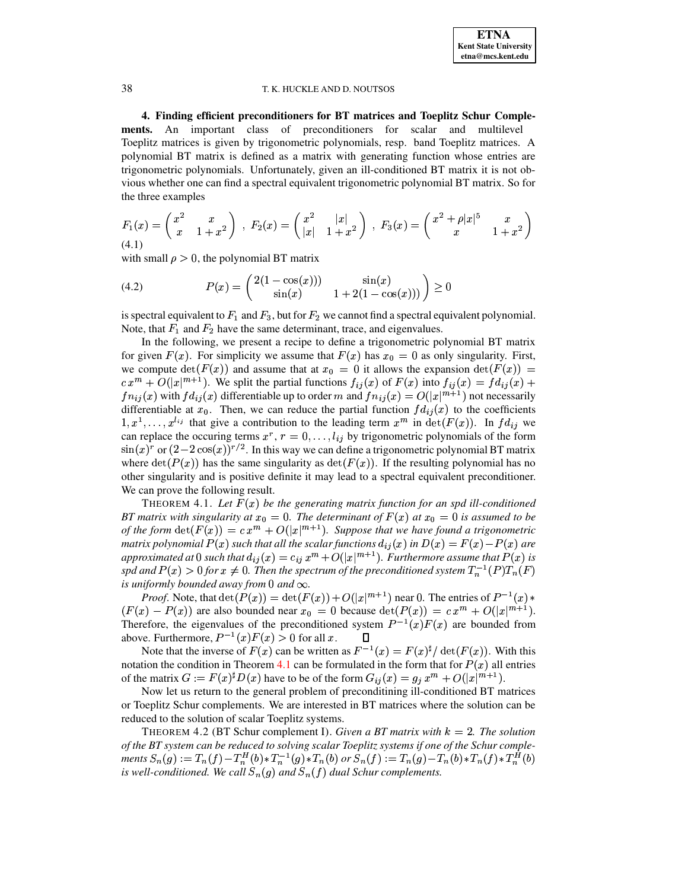**4. Finding efficient preconditioners for BT matrices and Toeplitz Schur Complements.** An important class of preconditioners for scalar and multilevel Toeplitz matrices is given by trigonometric polynomials, resp. band Toeplitz matrices. A polynomial BT matrix is defined as a matrix with generating function whose entries are trigonometric polynomials. Unfortunately, given an ill-conditioned BT matrix it is not obvious whether one can find a spectral equivalent trigonometric polynomial BT matrix. So for the three examples

$$F_1(x) = \begin{pmatrix} x^2 & x \\ x & 1+x^2 \end{pmatrix} \ , \ F_2(x) = \begin{pmatrix} x^2 & |x| \\ |x| & 1+x^2 \end{pmatrix} \ , \ F_3(x) = \begin{pmatrix} x^2+\rho|x|^5 & x \\ x & 1+x^2 \end{pmatrix} \tag{4.1}$$

with small $\rho > 0$, the polynomial BT matrix

$$P(x) = \begin{pmatrix} 2(1-\cos(x))) & \sin(x) \\ \sin(x) & 1+2(1-\cos(x))) \end{pmatrix} \geq 0 \tag{4.2}$$

is spectral equivalent to $F_1$ and $F_3$, but for $F_2$ we cannot find a spectral equivalent polynomial. Note, that $F_1$ and $F_2$ have the same determinant, trace, and eigenvalues.

In the following, we present a recipe to define a trigonometric polynomial BT matrix for given $F(x)$. For simplicity we assume that $F(x)$ has $x_0 = 0$ as only singularity. First, we compute $\det(F(x))$ and assume that at $x_0 = 0$ it allows the expansion $\det(F(x)) = c\,x^m + O(|x|^{m+1})$. We split the partial functions $f_{ij}(x)$ of $F(x)$ into $f_{ij}(x) = fd_{ij}(x) + fn_{ij}(x)$ with $fd_{ij}(x)$ differentiable up to order $m$ and $fn_{ij}(x) = O(|x|^{m+1})$ not necessarily differentiable at $x_0$. Then, we can reduce the partial function $fd_{ij}(x)$ to the coefficients $1, x^1, \ldots, x^{l_{ij}}$ that give a contribution to the leading term $x^m$ in $\det(F(x))$. In $fd_{ij}$ we can replace the occuring terms $x^r$, $r = 0, \ldots, l_{ij}$ by trigonometric polynomials of the form $\sin(x)^r$ or $(2-2\cos(x))^{r/2}$. In this way we can define a trigonometric polynomial BT matrix where $\det(P(x))$ has the same singularity as $\det(F(x))$. If the resulting polynomial has no other singularity and is positive definite it may lead to a spectral equivalent preconditioner. We can prove the following result.

THEOREM 4.1. *Let $F(x)$ be the generating matrix function for an spd ill-conditioned BT matrix with singularity at $x_0 = 0$. The determinant of $F(x)$ at $x_0 = 0$ is assumed to be of the form $\det(F(x)) = c\,x^m + O(|x|^{m+1})$. Suppose that we have found a trigonometric matrix polynomial $P(x)$ such that all the scalar functions $d_{ij}(x)$ in $D(x) = F(x) - P(x)$ are approximated at $0$ such that $d_{ij}(x) = c_{ij}\,x^m + O(|x|^{m+1})$. Furthermore assume that $P(x)$ is spd and $P(x) > 0$ for $x \neq 0$. Then the spectrum of the preconditioned system $T_n^{-1}(P)T_n(F)$ is uniformly bounded away from $0$ and $\infty$.*

*Proof.* Note, that $\det(P(x)) = \det(F(x)) + O(|x|^{m+1})$ near 0. The entries of $P^{-1}(x) * (F(x) - P(x))$ are also bounded near $x_0 = 0$ because $\det(P(x)) = c\,x^m + O(|x|^{m+1})$. Therefore, the eigenvalues of the preconditioned system $P^{-1}(x)F(x)$ are bounded from above. Furthermore, $P^{-1}(x)F(x) > 0$ for all $x$. $\square$

Note that the inverse of $F(x)$ can be written as $F^{-1}(x) = F(x)^\sharp / \det(F(x))$. With this notation the condition in Theorem 4.1 can be formulated in the form that for $P(x)$ all entries of the matrix $G := F(x)^\sharp D(x)$ have to be of the form $G_{ij}(x) = g_j\,x^m + O(|x|^{m+1})$.

Now let us return to the general problem of preconditining ill-conditioned BT matrices or Toeplitz Schur complements. We are interested in BT matrices where the solution can be reduced to the solution of scalar Toeplitz systems.

THEOREM 4.2 (BT Schur complement I). *Given a BT matrix with $k = 2$. The solution of the BT system can be reduced to solving scalar Toeplitz systems if one of the Schur complements $S_n(g) := T_n(f) - T_n^H(b) * T_n^{-1}(g) * T_n(b)$ or $S_n(f) := T_n(g) - T_n(b) * T_n(f) * T_n^H(b)$ is well-conditioned. We call $S_n(g)$ and $S_n(f)$ dual Schur complements.*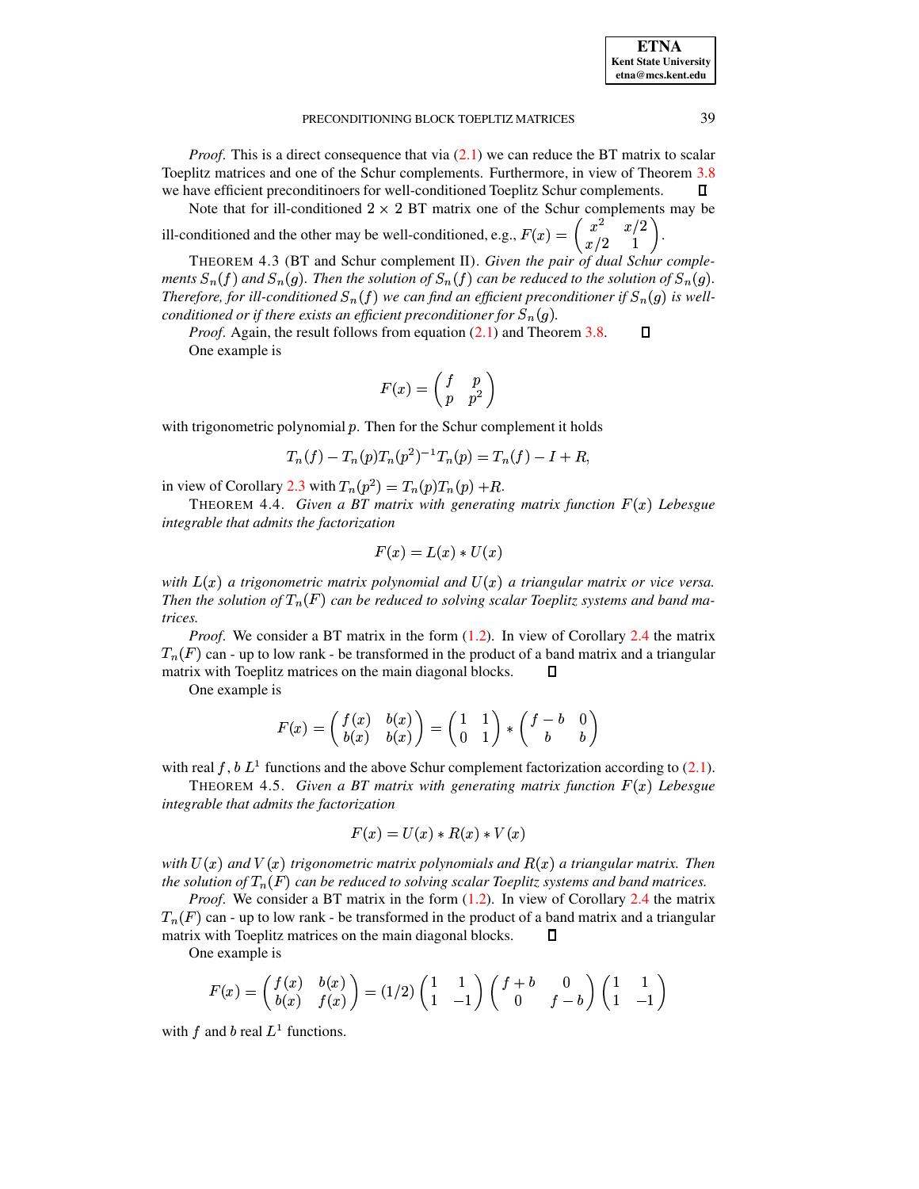*Proof*. This is a direct consequence that via (2.1) we can reduce the BT matrix to scalar Toeplitz matrices and one of the Schur complements. Furthermore, in view of Theorem 3.8 we have efficient preconditinoers for well-conditioned Toeplitz Schur complements. ◻

Note that for ill-conditioned $2 \times 2$ BT matrix one of the Schur complements may be ill-conditioned and the other may be well-conditioned, e.g., $F(x) = \begin{pmatrix} x^2 & x/2 \\ x/2 & 1 \end{pmatrix}$.

THEOREM 4.3 (BT and Schur complement II). *Given the pair of dual Schur complements $S_n(f)$ and $S_n(g)$. Then the solution of $S_n(f)$ can be reduced to the solution of $S_n(g)$. Therefore, for ill-conditioned $S_n(f)$ we can find an efficient preconditioner if $S_n(g)$ is well-conditioned or if there exists an efficient preconditioner for $S_n(g)$.*

*Proof*. Again, the result follows from equation (2.1) and Theorem 3.8. ◻

One example is

$$F(x) = \begin{pmatrix} f & p \\ p & p^2 \end{pmatrix}$$

with trigonometric polynomial $p$. Then for the Schur complement it holds

$$T_n(f) - T_n(p)T_n(p^2)^{-1}T_n(p) = T_n(f) - I + R,$$

in view of Corollary 2.3 with $T_n(p^2) = T_n(p)T_n(p) + R$.

THEOREM 4.4. *Given a BT matrix with generating matrix function $F(x)$ Lebesgue integrable that admits the factorization*

$$F(x) = L(x) * U(x)$$

*with $L(x)$ a trigonometric matrix polynomial and $U(x)$ a triangular matrix or vice versa. Then the solution of $T_n(F)$ can be reduced to solving scalar Toeplitz systems and band matrices.*

*Proof*. We consider a BT matrix in the form (1.2). In view of Corollary 2.4 the matrix $T_n(F)$ can - up to low rank - be transformed in the product of a band matrix and a triangular matrix with Toeplitz matrices on the main diagonal blocks. ◻

One example is

$$F(x) = \begin{pmatrix} f(x) & b(x) \\ b(x) & b(x) \end{pmatrix} = \begin{pmatrix} 1 & 1 \\ 0 & 1 \end{pmatrix} * \begin{pmatrix} f-b & 0 \\ b & b \end{pmatrix}$$

with real $f$, $b$ $L^1$ functions and the above Schur complement factorization according to (2.1).

THEOREM 4.5. *Given a BT matrix with generating matrix function $F(x)$ Lebesgue integrable that admits the factorization*

$$F(x) = U(x) * R(x) * V(x)$$

*with $U(x)$ and $V(x)$ trigonometric matrix polynomials and $R(x)$ a triangular matrix. Then the solution of $T_n(F)$ can be reduced to solving scalar Toeplitz systems and band matrices.*

*Proof*. We consider a BT matrix in the form (1.2). In view of Corollary 2.4 the matrix $T_n(F)$ can - up to low rank - be transformed in the product of a band matrix and a triangular matrix with Toeplitz matrices on the main diagonal blocks. ◻

One example is

$$F(x) = \begin{pmatrix} f(x) & b(x) \\ b(x) & f(x) \end{pmatrix} = (1/2) \begin{pmatrix} 1 & 1 \\ 1 & -1 \end{pmatrix} \begin{pmatrix} f+b & 0 \\ 0 & f-b \end{pmatrix} \begin{pmatrix} 1 & 1 \\ 1 & -1 \end{pmatrix}$$

with $f$ and $b$ real $L^1$ functions.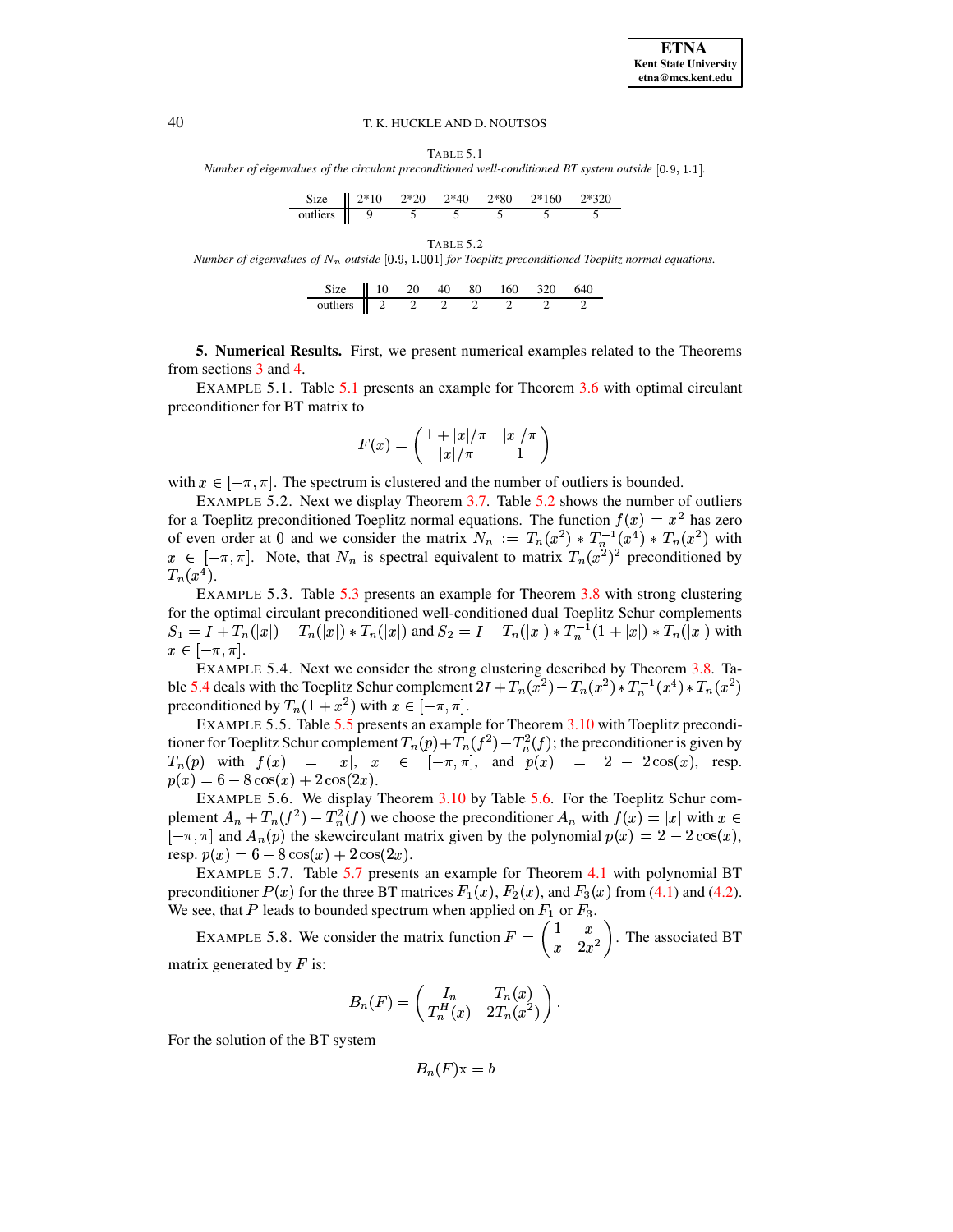TABLE 5.1

*Number of eigenvalues of the circulant preconditioned well-conditioned BT system outside* $[0.9, 1.1]$.

| Size | 2*10 | 2*20 | 2*40 | 2*80 | 2*160 | 2*320 |
|---|---|---|---|---|---|---|
| outliers | 9 | 5 | 5 | 5 | 5 | 5 |

TABLE 5.2

*Number of eigenvalues of* $N_n$ *outside* $[0.9, 1.001]$ *for Toeplitz preconditioned Toeplitz normal equations.*

| Size | 10 | 20 | 40 | 80 | 160 | 320 | 640 |
|---|---|---|---|---|---|---|---|
| outliers | 2 | 2 | 2 | 2 | 2 | 2 | 2 |

**5. Numerical Results.** First, we present numerical examples related to the Theorems from sections 3 and 4.

EXAMPLE 5.1. Table 5.1 presents an example for Theorem 3.6 with optimal circulant preconditioner for BT matrix to

$$F(x) = \begin{pmatrix} 1 + |x|/\pi & |x|/\pi \\ |x|/\pi & 1 \end{pmatrix}$$

with $x \in [-\pi, \pi]$. The spectrum is clustered and the number of outliers is bounded.

EXAMPLE 5.2. Next we display Theorem 3.7. Table 5.2 shows the number of outliers for a Toeplitz preconditioned Toeplitz normal equations. The function $f(x) = x^2$ has zero of even order at 0 and we consider the matrix $N_n := T_n(x^2) * T_n^{-1}(x^4) * T_n(x^2)$ with $x \in [-\pi, \pi]$. Note, that $N_n$ is spectral equivalent to matrix $T_n(x^2)^2$ preconditioned by $T_n(x^4)$.

EXAMPLE 5.3. Table 5.3 presents an example for Theorem 3.8 with strong clustering for the optimal circulant preconditioned well-conditioned dual Toeplitz Schur complements $S_1 = I + T_n(|x|) - T_n(|x|) * T_n(|x|)$ and $S_2 = I - T_n(|x|) * T_n^{-1}(1 + |x|) * T_n(|x|)$ with $x \in [-\pi, \pi]$.

EXAMPLE 5.4. Next we consider the strong clustering described by Theorem 3.8. Table 5.4 deals with the Toeplitz Schur complement $2I + T_n(x^2) - T_n(x^2) * T_n^{-1}(x^4) * T_n(x^2)$ preconditioned by $T_n(1 + x^2)$ with $x \in [-\pi, \pi]$.

EXAMPLE 5.5. Table 5.5 presents an example for Theorem 3.10 with Toeplitz preconditioner for Toeplitz Schur complement $T_n(p) + T_n(f^2) - T_n^2(f)$; the preconditioner is given by $T_n(p)$ with $f(x) = |x|$, $x \in [-\pi, \pi]$, and $p(x) = 2 - 2\cos(x)$, resp. $p(x) = 6 - 8\cos(x) + 2\cos(2x)$.

EXAMPLE 5.6. We display Theorem 3.10 by Table 5.6. For the Toeplitz Schur complement $A_n + T_n(f^2) - T_n^2(f)$ we choose the preconditioner $A_n$ with $f(x) = |x|$ with $x \in [-\pi, \pi]$ and $A_n(p)$ the skewcirculant matrix given by the polynomial $p(x) = 2 - 2\cos(x)$, resp. $p(x) = 6 - 8\cos(x) + 2\cos(2x)$.

EXAMPLE 5.7. Table 5.7 presents an example for Theorem 4.1 with polynomial BT preconditioner $P(x)$ for the three BT matrices $F_1(x)$, $F_2(x)$, and $F_3(x)$ from (4.1) and (4.2). We see, that $P$ leads to bounded spectrum when applied on $F_1$ or $F_3$.

EXAMPLE 5.8. We consider the matrix function $F = \begin{pmatrix} 1 & x \\ x & 2x^2 \end{pmatrix}$. The associated BT matrix generated by $F$ is:

$$B_n(F) = \begin{pmatrix} I_n & T_n(x) \\ T_n^H(x) & 2T_n(x^2) \end{pmatrix}.$$

For the solution of the BT system

$$B_n(F)\mathrm{x} = b$$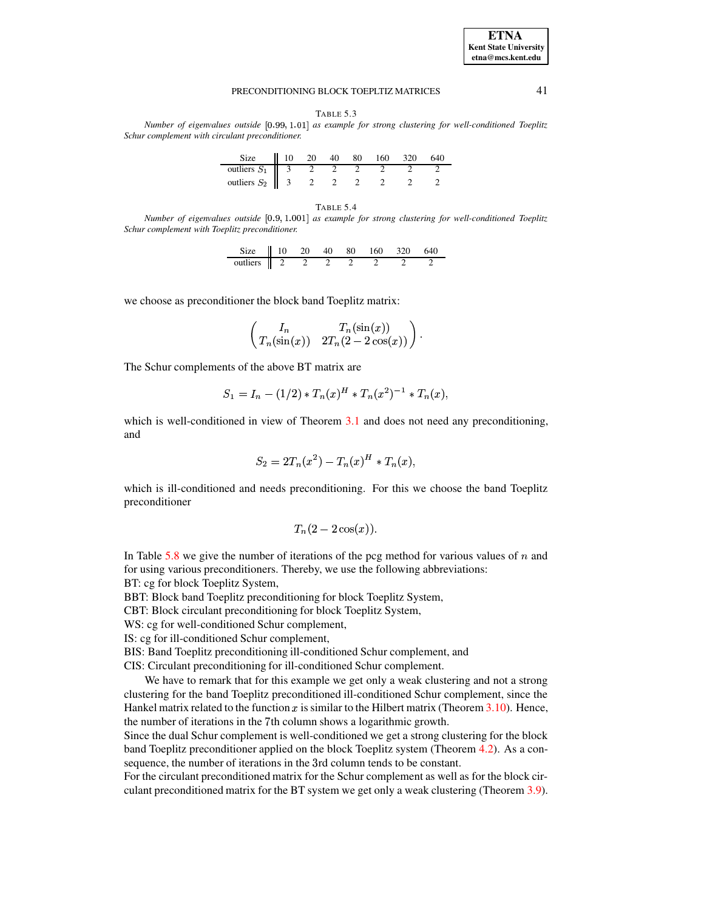TABLE 5.3

*Number of eigenvalues outside* $[0.99, 1.01]$ *as example for strong clustering for well-conditioned Toeplitz Schur complement with circulant preconditioner.*

| Size | 10 | 20 | 40 | 80 | 160 | 320 | 640 |
|---|---|---|---|---|---|---|---|
| outliers $S_1$ | 3 | 2 | 2 | 2 | 2 | 2 | 2 |
| outliers $S_2$ | 3 | 2 | 2 | 2 | 2 | 2 | 2 |

TABLE 5.4

*Number of eigenvalues outside* $[0.9, 1.001]$ *as example for strong clustering for well-conditioned Toeplitz Schur complement with Toeplitz preconditioner.*

| Size | 10 | 20 | 40 | 80 | 160 | 320 | 640 |
|---|---|---|---|---|---|---|---|
| outliers | 2 | 2 | 2 | 2 | 2 | 2 | 2 |

we choose as preconditioner the block band Toeplitz matrix:

$$\begin{pmatrix} I_n & T_n(\sin(x)) \\ T_n(\sin(x)) & 2T_n(2-2\cos(x)) \end{pmatrix}.$$

The Schur complements of the above BT matrix are

$$S_1 = I_n - (1/2) * T_n(x)^H * T_n(x^2)^{-1} * T_n(x),$$

which is well-conditioned in view of Theorem 3.1 and does not need any preconditioning, and

$$S_2 = 2T_n(x^2) - T_n(x)^H * T_n(x),$$

which is ill-conditioned and needs preconditioning. For this we choose the band Toeplitz preconditioner

$$T_n(2 - 2\cos(x)).$$

In Table 5.8 we give the number of iterations of the pcg method for various values of $n$ and for using various preconditioners. Thereby, we use the following abbreviations:
BT: cg for block Toeplitz System,
BBT: Block band Toeplitz preconditioning for block Toeplitz System,
CBT: Block circulant preconditioning for block Toeplitz System,
WS: cg for well-conditioned Schur complement,
IS: cg for ill-conditioned Schur complement,
BIS: Band Toeplitz preconditioning ill-conditioned Schur complement, and
CIS: Circulant preconditioning for ill-conditioned Schur complement.

We have to remark that for this example we get only a weak clustering and not a strong clustering for the band Toeplitz preconditioned ill-conditioned Schur complement, since the Hankel matrix related to the function $x$ is similar to the Hilbert matrix (Theorem 3.10). Hence, the number of iterations in the 7th column shows a logarithmic growth.
Since the dual Schur complement is well-conditioned we get a strong clustering for the block band Toeplitz preconditioner applied on the block Toeplitz system (Theorem 4.2). As a consequence, the number of iterations in the 3rd column tends to be constant.
For the circulant preconditioned matrix for the Schur complement as well as for the block circulant preconditioned matrix for the BT system we get only a weak clustering (Theorem 3.9).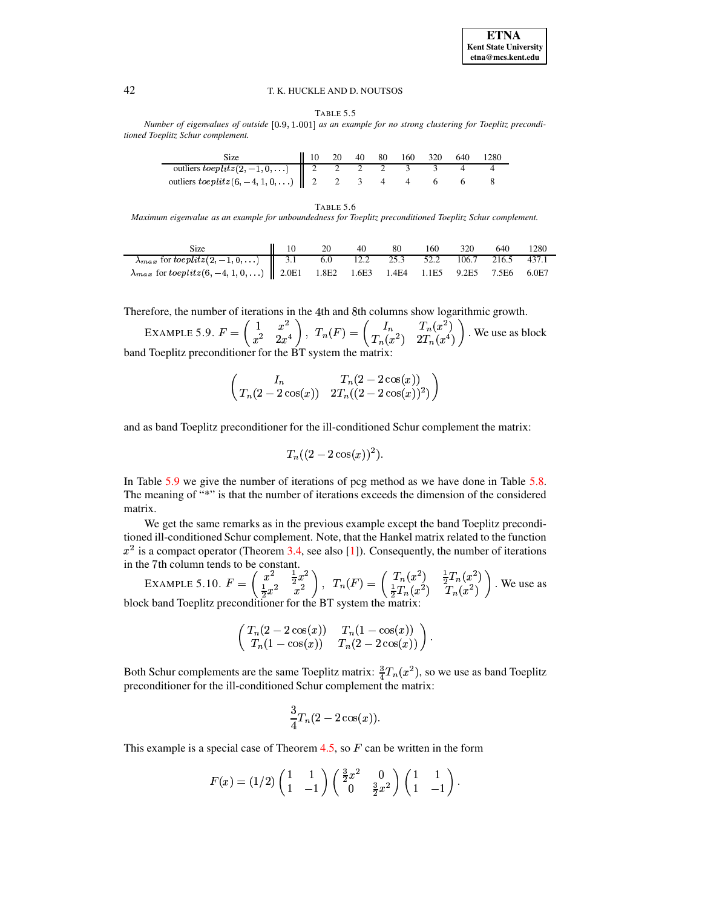TABLE 5.5

*Number of eigenvalues of outside* $[0.9, 1.001]$ *as an example for no strong clustering for Toeplitz preconditioned Toeplitz Schur complement.*

| Size | 10 | 20 | 40 | 80 | 160 | 320 | 640 | 1280 |
|---|---|---|---|---|---|---|---|---|
| outliers $toeplitz(2, -1, 0, \ldots)$ | 2 | 2 | 2 | 2 | 3 | 3 | 4 | 4 |
| outliers $toeplitz(6, -4, 1, 0, \ldots)$ | 2 | 2 | 3 | 4 | 4 | 6 | 6 | 8 |

TABLE 5.6

*Maximum eigenvalue as an example for unboundedness for Toeplitz preconditioned Toeplitz Schur complement.*

| Size | 10 | 20 | 40 | 80 | 160 | 320 | 640 | 1280 |
|---|---|---|---|---|---|---|---|---|
| $\lambda_{max}$ for $toeplitz(2, -1, 0, \ldots)$ | 3.1 | 6.0 | 12.2 | 25.3 | 52.2 | 106.7 | 216.5 | 437.1 |
| $\lambda_{max}$ for $toeplitz(6, -4, 1, 0, \ldots)$ | 2.0E1 | 1.8E2 | 1.6E3 | 1.4E4 | 1.1E5 | 9.2E5 | 7.5E6 | 6.0E7 |

Therefore, the number of iterations in the 4th and 8th columns show logarithmic growth.

EXAMPLE 5.9. $F = \begin{pmatrix} 1 & x^2 \\ x^2 & 2x^4 \end{pmatrix}$, $T_n(F) = \begin{pmatrix} I_n & T_n(x^2) \\ T_n(x^2) & 2T_n(x^4) \end{pmatrix}$. We use as block band Toeplitz preconditioner for the BT system the matrix:

$$\begin{pmatrix} I_n & T_n(2 - 2\cos(x)) \\ T_n(2 - 2\cos(x)) & 2T_n((2 - 2\cos(x))^2) \end{pmatrix}$$

and as band Toeplitz preconditioner for the ill-conditioned Schur complement the matrix:

$$T_n((2 - 2\cos(x))^2).$$

In Table 5.9 we give the number of iterations of pcg method as we have done in Table 5.8. The meaning of "*" is that the number of iterations exceeds the dimension of the considered matrix.

We get the same remarks as in the previous example except the band Toeplitz preconditioned ill-conditioned Schur complement. Note, that the Hankel matrix related to the function $x^2$ is a compact operator (Theorem 3.4, see also [1]). Consequently, the number of iterations in the 7th column tend to be constant.

EXAMPLE 5.10. $F = \begin{pmatrix} x^2 & \frac{1}{2}x^2 \\ \frac{1}{2}x^2 & x^2 \end{pmatrix}$, $T_n(F) = \begin{pmatrix} T_n(x^2) & \frac{1}{2}T_n(x^2) \\ \frac{1}{2}T_n(x^2) & T_n(x^2) \end{pmatrix}$. We use as block band Toeplitz preconditioner for the BT system the matrix:

$$\begin{pmatrix} T_n(2 - 2\cos(x)) & T_n(1 - \cos(x)) \\ T_n(1 - \cos(x)) & T_n(2 - 2\cos(x)) \end{pmatrix}.$$

Both Schur complements are the same Toeplitz matrix: $\frac{3}{4}T_n(x^2)$, so we use as band Toeplitz preconditioner for the ill-conditioned Schur complement the matrix:

$$\frac{3}{4}T_n(2 - 2\cos(x)).$$

This example is a special case of Theorem 4.5, so $F$ can be written in the form

$$F(x) = (1/2)\begin{pmatrix} 1 & 1 \\ 1 & -1 \end{pmatrix}\begin{pmatrix} \frac{3}{2}x^2 & 0 \\ 0 & \frac{3}{2}x^2 \end{pmatrix}\begin{pmatrix} 1 & 1 \\ 1 & -1 \end{pmatrix}.$$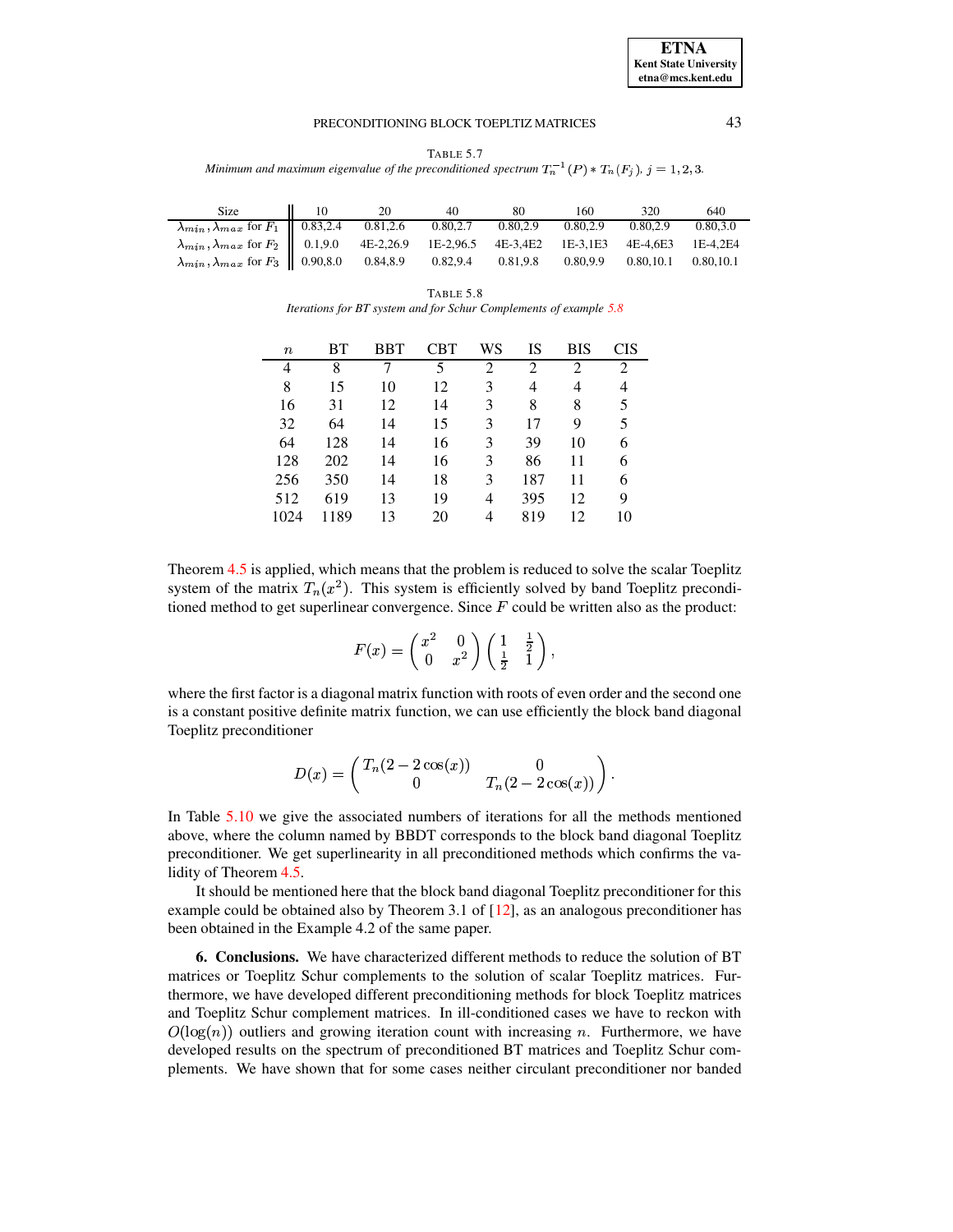TABLE 5.7

*Minimum and maximum eigenvalue of the preconditioned spectrum $T_n^{-1}(P) * T_n(F_j)$, $j = 1, 2, 3$.*

| Size | 10 | 20 | 40 | 80 | 160 | 320 | 640 |
|---|---|---|---|---|---|---|---|
| $\lambda_{min}, \lambda_{max}$ for $F_1$ | 0.83,2.4 | 0.81,2.6 | 0.80,2.7 | 0.80,2.9 | 0.80,2.9 | 0.80,2.9 | 0.80,3.0 |
| $\lambda_{min}, \lambda_{max}$ for $F_2$ | 0.1,9.0 | 4E-2,26.9 | 1E-2,96.5 | 4E-3,4E2 | 1E-3,1E3 | 4E-4,6E3 | 1E-4,2E4 |
| $\lambda_{min}, \lambda_{max}$ for $F_3$ | 0.90,8.0 | 0.84,8.9 | 0.82,9.4 | 0.81,9.8 | 0.80,9.9 | 0.80,10.1 | 0.80,10.1 |

TABLE 5.8

*Iterations for BT system and for Schur Complements of example 5.8*

| $n$ | BT | BBT | CBT | WS | IS | BIS | CIS |
|---|---|---|---|---|---|---|---|
| 4 | 8 | 7 | 5 | 2 | 2 | 2 | 2 |
| 8 | 15 | 10 | 12 | 3 | 4 | 4 | 4 |
| 16 | 31 | 12 | 14 | 3 | 8 | 8 | 5 |
| 32 | 64 | 14 | 15 | 3 | 17 | 9 | 5 |
| 64 | 128 | 14 | 16 | 3 | 39 | 10 | 6 |
| 128 | 202 | 14 | 16 | 3 | 86 | 11 | 6 |
| 256 | 350 | 14 | 18 | 3 | 187 | 11 | 6 |
| 512 | 619 | 13 | 19 | 4 | 395 | 12 | 9 |
| 1024 | 1189 | 13 | 20 | 4 | 819 | 12 | 10 |

Theorem 4.5 is applied, which means that the problem is reduced to solve the scalar Toeplitz system of the matrix $T_n(x^2)$. This system is efficiently solved by band Toeplitz preconditioned method to get superlinear convergence. Since $F$ could be written also as the product:

$$F(x) = \begin{pmatrix} x^2 & 0 \\ 0 & x^2 \end{pmatrix} \begin{pmatrix} 1 & \frac{1}{2} \\ \frac{1}{2} & 1 \end{pmatrix},$$

where the first factor is a diagonal matrix function with roots of even order and the second one is a constant positive definite matrix function, we can use efficiently the block band diagonal Toeplitz preconditioner

$$D(x) = \begin{pmatrix} T_n(2 - 2\cos(x)) & 0 \\ 0 & T_n(2 - 2\cos(x)) \end{pmatrix}.$$

In Table 5.10 we give the associated numbers of iterations for all the methods mentioned above, where the column named by BBDT corresponds to the block band diagonal Toeplitz preconditioner. We get superlinearity in all preconditioned methods which confirms the validity of Theorem 4.5.

It should be mentioned here that the block band diagonal Toeplitz preconditioner for this example could be obtained also by Theorem 3.1 of [12], as an analogous preconditioner has been obtained in the Example 4.2 of the same paper.

**6. Conclusions.** We have characterized different methods to reduce the solution of BT matrices or Toeplitz Schur complements to the solution of scalar Toeplitz matrices. Furthermore, we have developed different preconditioning methods for block Toeplitz matrices and Toeplitz Schur complement matrices. In ill-conditioned cases we have to reckon with $O(\log(n))$ outliers and growing iteration count with increasing $n$. Furthermore, we have developed results on the spectrum of preconditioned BT matrices and Toeplitz Schur complements. We have shown that for some cases neither circulant preconditioner nor banded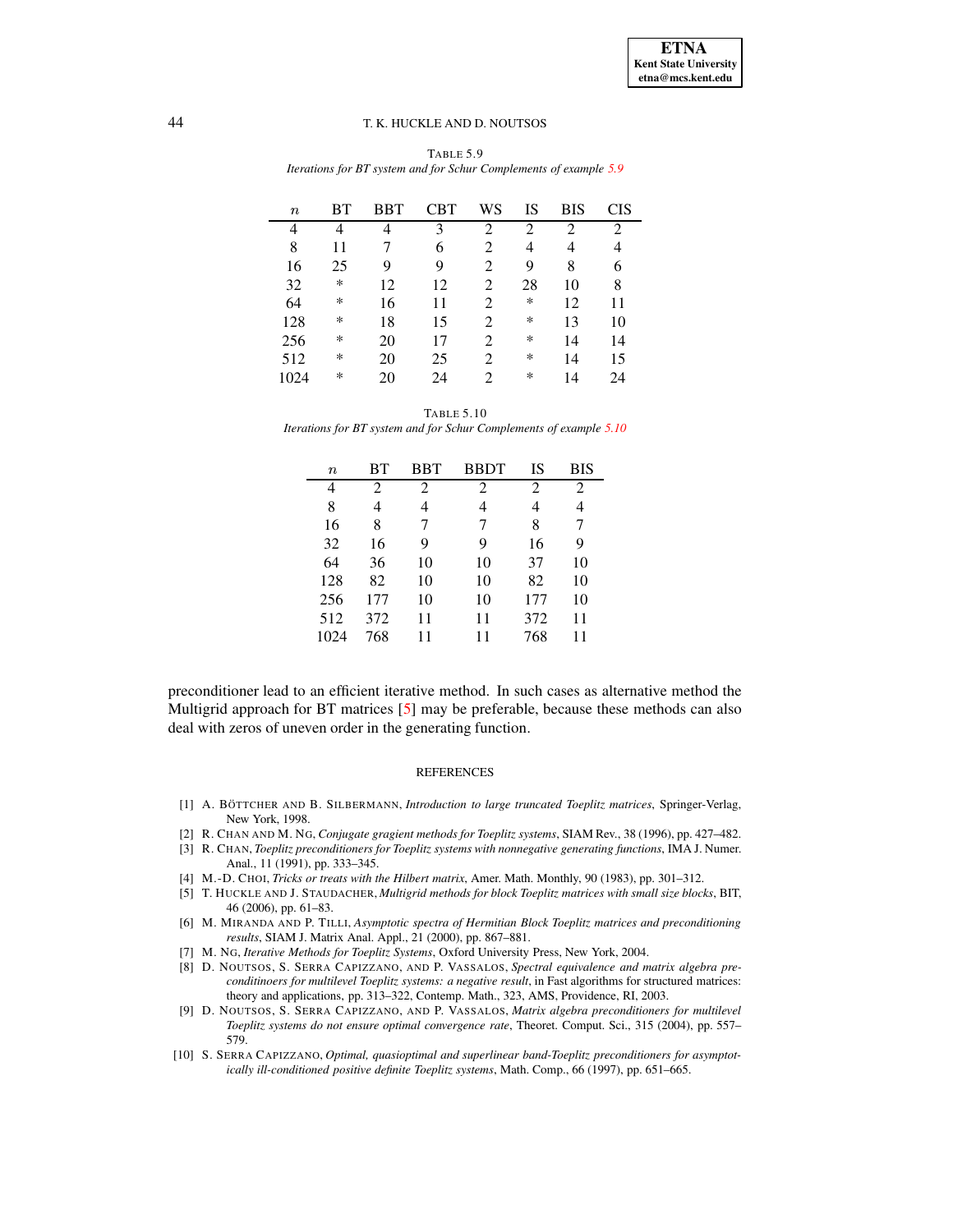TABLE 5.9
*Iterations for BT system and for Schur Complements of example 5.9*

| $n$ | BT | BBT | CBT | WS | IS | BIS | CIS |
|---|---|---|---|---|---|---|---|
| 4 | 4 | 4 | 3 | 2 | 2 | 2 | 2 |
| 8 | 11 | 7 | 6 | 2 | 4 | 4 | 4 |
| 16 | 25 | 9 | 9 | 2 | 9 | 8 | 6 |
| 32 | * | 12 | 12 | 2 | 28 | 10 | 8 |
| 64 | * | 16 | 11 | 2 | * | 12 | 11 |
| 128 | * | 18 | 15 | 2 | * | 13 | 10 |
| 256 | * | 20 | 17 | 2 | * | 14 | 14 |
| 512 | * | 20 | 25 | 2 | * | 14 | 15 |
| 1024 | * | 20 | 24 | 2 | * | 14 | 24 |

TABLE 5.10
*Iterations for BT system and for Schur Complements of example 5.10*

| $n$ | BT | BBT | BBDT | IS | BIS |
|---|---|---|---|---|---|
| 4 | 2 | 2 | 2 | 2 | 2 |
| 8 | 4 | 4 | 4 | 4 | 4 |
| 16 | 8 | 7 | 7 | 8 | 7 |
| 32 | 16 | 9 | 9 | 16 | 9 |
| 64 | 36 | 10 | 10 | 37 | 10 |
| 128 | 82 | 10 | 10 | 82 | 10 |
| 256 | 177 | 10 | 10 | 177 | 10 |
| 512 | 372 | 11 | 11 | 372 | 11 |
| 1024 | 768 | 11 | 11 | 768 | 11 |

preconditioner lead to an efficient iterative method. In such cases as alternative method the Multigrid approach for BT matrices [5] may be preferable, because these methods can also deal with zeros of uneven order in the generating function.

## REFERENCES

[1] A. BÖTTCHER AND B. SILBERMANN, *Introduction to large truncated Toeplitz matrices*, Springer-Verlag, New York, 1998.

[2] R. CHAN AND M. NG, *Conjugate gragient methods for Toeplitz systems*, SIAM Rev., 38 (1996), pp. 427–482.

[3] R. CHAN, *Toeplitz preconditioners for Toeplitz systems with nonnegative generating functions*, IMA J. Numer. Anal., 11 (1991), pp. 333–345.

[4] M.-D. CHOI, *Tricks or treats with the Hilbert matrix*, Amer. Math. Monthly, 90 (1983), pp. 301–312.

[5] T. HUCKLE AND J. STAUDACHER, *Multigrid methods for block Toeplitz matrices with small size blocks*, BIT, 46 (2006), pp. 61–83.

[6] M. MIRANDA AND P. TILLI, *Asymptotic spectra of Hermitian Block Toeplitz matrices and preconditioning results*, SIAM J. Matrix Anal. Appl., 21 (2000), pp. 867–881.

[7] M. NG, *Iterative Methods for Toeplitz Systems*, Oxford University Press, New York, 2004.

[8] D. NOUTSOS, S. SERRA CAPIZZANO, AND P. VASSALOS, *Spectral equivalence and matrix algebra preconditinoers for multilevel Toeplitz systems: a negative result*, in Fast algorithms for structured matrices: theory and applications, pp. 313–322, Contemp. Math., 323, AMS, Providence, RI, 2003.

[9] D. NOUTSOS, S. SERRA CAPIZZANO, AND P. VASSALOS, *Matrix algebra preconditioners for multilevel Toeplitz systems do not ensure optimal convergence rate*, Theoret. Comput. Sci., 315 (2004), pp. 557–579.

[10] S. SERRA CAPIZZANO, *Optimal, quasioptimal and superlinear band-Toeplitz preconditioners for asymptotically ill-conditioned positive definite Toeplitz systems*, Math. Comp., 66 (1997), pp. 651–665.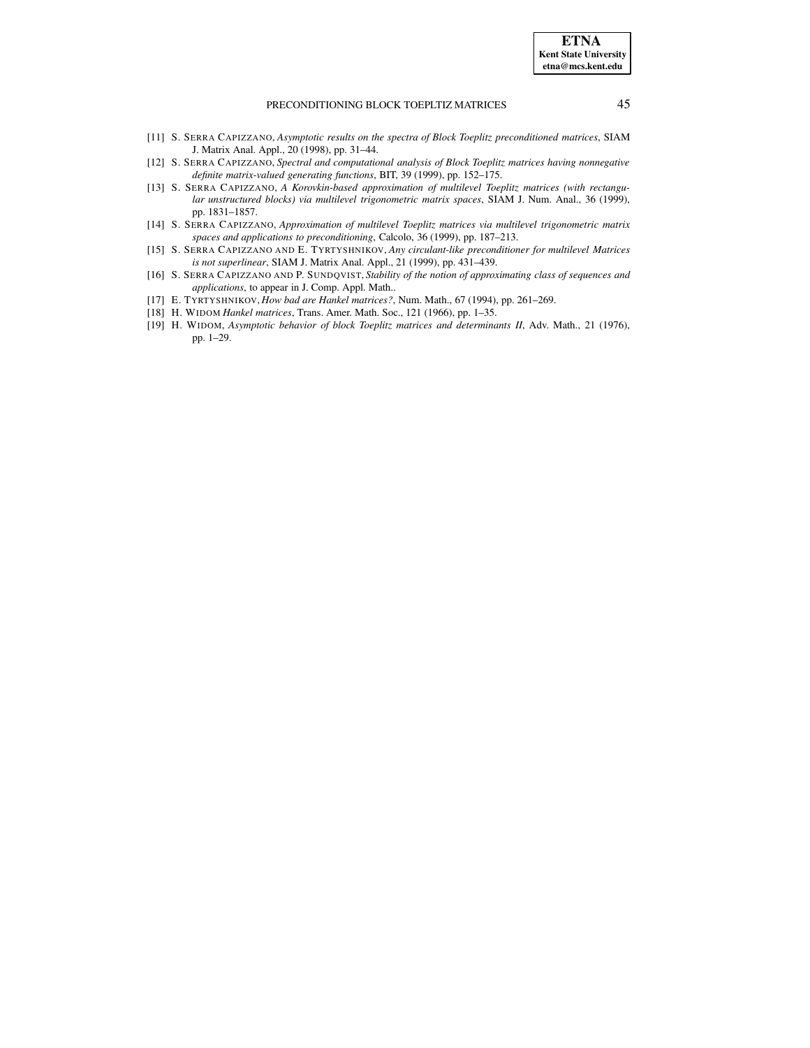[11] S. SERRA CAPIZZANO, *Asymptotic results on the spectra of Block Toeplitz preconditioned matrices*, SIAM J. Matrix Anal. Appl., 20 (1998), pp. 31–44.

[12] S. SERRA CAPIZZANO, *Spectral and computational analysis of Block Toeplitz matrices having nonnegative definite matrix-valued generating functions*, BIT, 39 (1999), pp. 152–175.

[13] S. SERRA CAPIZZANO, *A Korovkin-based approximation of multilevel Toeplitz matrices (with rectangular unstructured blocks) via multilevel trigonometric matrix spaces*, SIAM J. Num. Anal., 36 (1999), pp. 1831–1857.

[14] S. SERRA CAPIZZANO, *Approximation of multilevel Toeplitz matrices via multilevel trigonometric matrix spaces and applications to preconditioning*, Calcolo, 36 (1999), pp. 187–213.

[15] S. SERRA CAPIZZANO AND E. TYRTYSHNIKOV, *Any circulant-like preconditioner for multilevel Matrices is not superlinear*, SIAM J. Matrix Anal. Appl., 21 (1999), pp. 431–439.

[16] S. SERRA CAPIZZANO AND P. SUNDQVIST, *Stability of the notion of approximating class of sequences and applications*, to appear in J. Comp. Appl. Math..

[17] E. TYRTYSHNIKOV, *How bad are Hankel matrices?*, Num. Math., 67 (1994), pp. 261–269.

[18] H. WIDOM *Hankel matrices*, Trans. Amer. Math. Soc., 121 (1966), pp. 1–35.

[19] H. WIDOM, *Asymptotic behavior of block Toeplitz matrices and determinants II*, Adv. Math., 21 (1976), pp. 1–29.